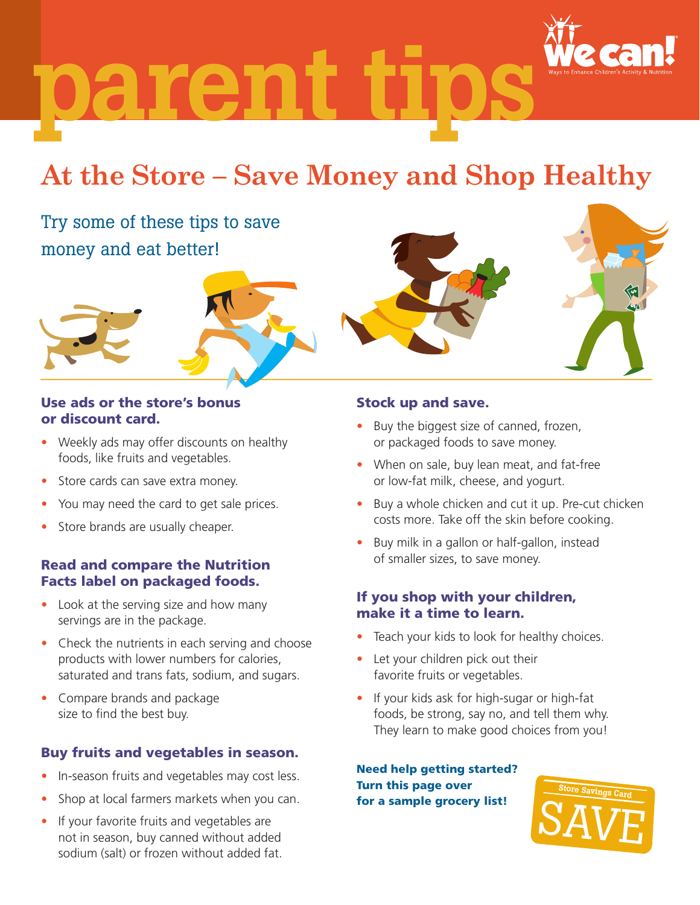# parent tips

We Can! Ways to Enhance Children's Activity & Nutrition

## At the Store – Save Money and Shop Healthy

Try some of these tips to save money and eat better!

### Use ads or the store's bonus or discount card.

- Weekly ads may offer discounts on healthy foods, like fruits and vegetables.
- Store cards can save extra money.
- You may need the card to get sale prices.
- Store brands are usually cheaper.

### Read and compare the Nutrition Facts label on packaged foods.

- Look at the serving size and how many servings are in the package.
- Check the nutrients in each serving and choose products with lower numbers for calories, saturated and trans fats, sodium, and sugars.
- Compare brands and package size to find the best buy.

### Buy fruits and vegetables in season.

- In-season fruits and vegetables may cost less.
- Shop at local farmers markets when you can.
- If your favorite fruits and vegetables are not in season, buy canned without added sodium (salt) or frozen without added fat.

### Stock up and save.

- Buy the biggest size of canned, frozen, or packaged foods to save money.
- When on sale, buy lean meat, and fat-free or low-fat milk, cheese, and yogurt.
- Buy a whole chicken and cut it up. Pre-cut chicken costs more. Take off the skin before cooking.
- Buy milk in a gallon or half-gallon, instead of smaller sizes, to save money.

### If you shop with your children, make it a time to learn.

- Teach your kids to look for healthy choices.
- Let your children pick out their favorite fruits or vegetables.
- If your kids ask for high-sugar or high-fat foods, be strong, say no, and tell them why. They learn to make good choices from you!

**Need help getting started? Turn this page over for a sample grocery list!**

Store Savings Card
SAVE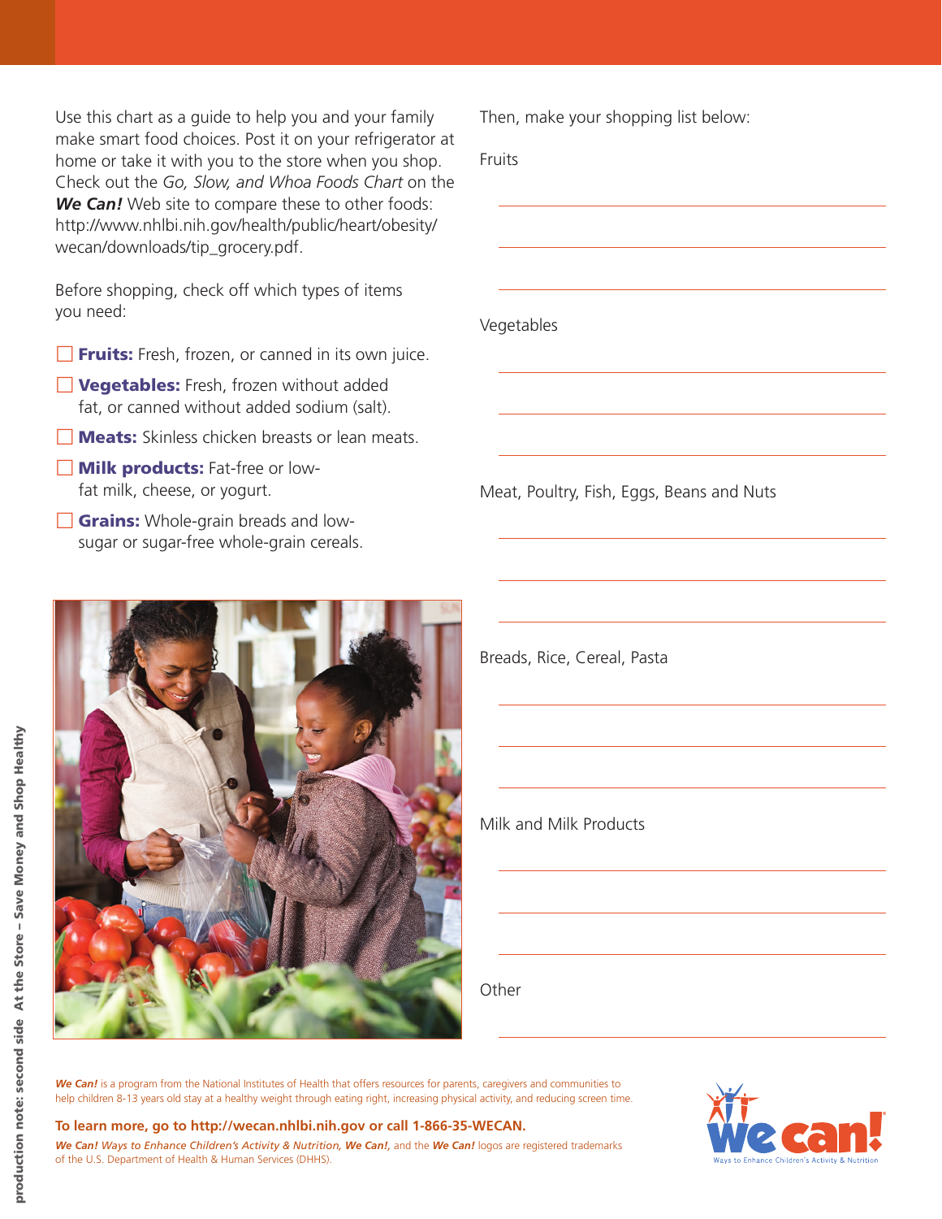Use this chart as a guide to help you and your family make smart food choices. Post it on your refrigerator at home or take it with you to the store when you shop. Check out the *Go, Slow, and Whoa Foods Chart* on the ***We Can!*** Web site to compare these to other foods: http://www.nhlbi.nih.gov/health/public/heart/obesity/wecan/downloads/tip_grocery.pdf.

Before shopping, check off which types of items you need:

- ☐ **Fruits:** Fresh, frozen, or canned in its own juice.
- ☐ **Vegetables:** Fresh, frozen without added fat, or canned without added sodium (salt).
- ☐ **Meats:** Skinless chicken breasts or lean meats.
- ☐ **Milk products:** Fat-free or low-fat milk, cheese, or yogurt.
- ☐ **Grains:** Whole-grain breads and low-sugar or sugar-free whole-grain cereals.

Then, make your shopping list below:

Fruits

\_\_\_\_\_\_\_\_\_\_\_\_\_\_\_\_\_\_\_\_\_\_\_\_\_\_\_\_\_\_

\_\_\_\_\_\_\_\_\_\_\_\_\_\_\_\_\_\_\_\_\_\_\_\_\_\_\_\_\_\_

\_\_\_\_\_\_\_\_\_\_\_\_\_\_\_\_\_\_\_\_\_\_\_\_\_\_\_\_\_\_

Vegetables

\_\_\_\_\_\_\_\_\_\_\_\_\_\_\_\_\_\_\_\_\_\_\_\_\_\_\_\_\_\_

\_\_\_\_\_\_\_\_\_\_\_\_\_\_\_\_\_\_\_\_\_\_\_\_\_\_\_\_\_\_

\_\_\_\_\_\_\_\_\_\_\_\_\_\_\_\_\_\_\_\_\_\_\_\_\_\_\_\_\_\_

Meat, Poultry, Fish, Eggs, Beans and Nuts

\_\_\_\_\_\_\_\_\_\_\_\_\_\_\_\_\_\_\_\_\_\_\_\_\_\_\_\_\_\_

\_\_\_\_\_\_\_\_\_\_\_\_\_\_\_\_\_\_\_\_\_\_\_\_\_\_\_\_\_\_

\_\_\_\_\_\_\_\_\_\_\_\_\_\_\_\_\_\_\_\_\_\_\_\_\_\_\_\_\_\_

Breads, Rice, Cereal, Pasta

\_\_\_\_\_\_\_\_\_\_\_\_\_\_\_\_\_\_\_\_\_\_\_\_\_\_\_\_\_\_

\_\_\_\_\_\_\_\_\_\_\_\_\_\_\_\_\_\_\_\_\_\_\_\_\_\_\_\_\_\_

\_\_\_\_\_\_\_\_\_\_\_\_\_\_\_\_\_\_\_\_\_\_\_\_\_\_\_\_\_\_

Milk and Milk Products

\_\_\_\_\_\_\_\_\_\_\_\_\_\_\_\_\_\_\_\_\_\_\_\_\_\_\_\_\_\_

\_\_\_\_\_\_\_\_\_\_\_\_\_\_\_\_\_\_\_\_\_\_\_\_\_\_\_\_\_\_

\_\_\_\_\_\_\_\_\_\_\_\_\_\_\_\_\_\_\_\_\_\_\_\_\_\_\_\_\_\_

Other

\_\_\_\_\_\_\_\_\_\_\_\_\_\_\_\_\_\_\_\_\_\_\_\_\_\_\_\_\_\_

***We Can!*** is a program from the National Institutes of Health that offers resources for parents, caregivers and communities to help children 8-13 years old stay at a healthy weight through eating right, increasing physical activity, and reducing screen time.

**To learn more, go to http://wecan.nhlbi.nih.gov or call 1-866-35-WECAN.**

***We Can!*** *Ways to Enhance Children's Activity & Nutrition,* ***We Can!,*** and the ***We Can!*** logos are registered trademarks of the U.S. Department of Health & Human Services (DHHS).

we can! Ways to Enhance Children's Activity & Nutrition

production note: second side At the Store – Save Money and Shop Healthy